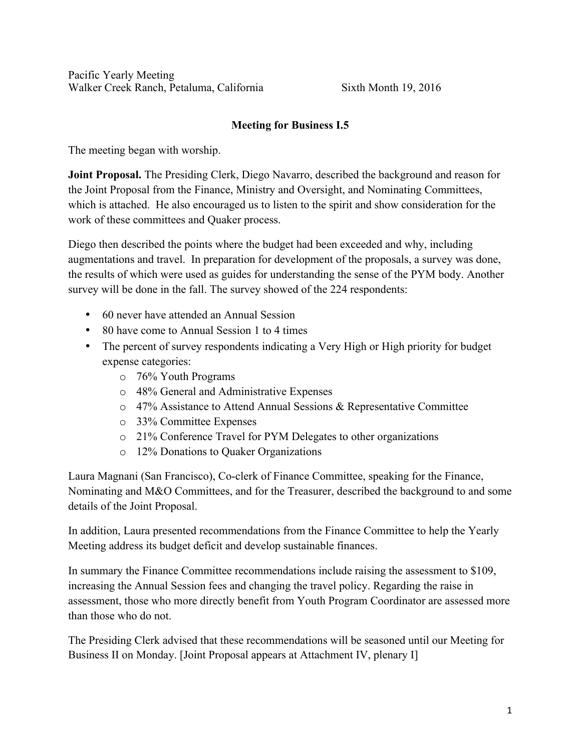Pacific Yearly Meeting
Walker Creek Ranch, Petaluma, California Sixth Month 19, 2016

## Meeting for Business I.5

The meeting began with worship.

**Joint Proposal.** The Presiding Clerk, Diego Navarro, described the background and reason for the Joint Proposal from the Finance, Ministry and Oversight, and Nominating Committees, which is attached. He also encouraged us to listen to the spirit and show consideration for the work of these committees and Quaker process.

Diego then described the points where the budget had been exceeded and why, including augmentations and travel. In preparation for development of the proposals, a survey was done, the results of which were used as guides for understanding the sense of the PYM body. Another survey will be done in the fall. The survey showed of the 224 respondents:

- 60 never have attended an Annual Session
- 80 have come to Annual Session 1 to 4 times
- The percent of survey respondents indicating a Very High or High priority for budget expense categories:
  - 76% Youth Programs
  - 48% General and Administrative Expenses
  - 47% Assistance to Attend Annual Sessions & Representative Committee
  - 33% Committee Expenses
  - 21% Conference Travel for PYM Delegates to other organizations
  - 12% Donations to Quaker Organizations

Laura Magnani (San Francisco), Co-clerk of Finance Committee, speaking for the Finance, Nominating and M&O Committees, and for the Treasurer, described the background to and some details of the Joint Proposal.

In addition, Laura presented recommendations from the Finance Committee to help the Yearly Meeting address its budget deficit and develop sustainable finances.

In summary the Finance Committee recommendations include raising the assessment to $109, increasing the Annual Session fees and changing the travel policy. Regarding the raise in assessment, those who more directly benefit from Youth Program Coordinator are assessed more than those who do not.

The Presiding Clerk advised that these recommendations will be seasoned until our Meeting for Business II on Monday. [Joint Proposal appears at Attachment IV, plenary I]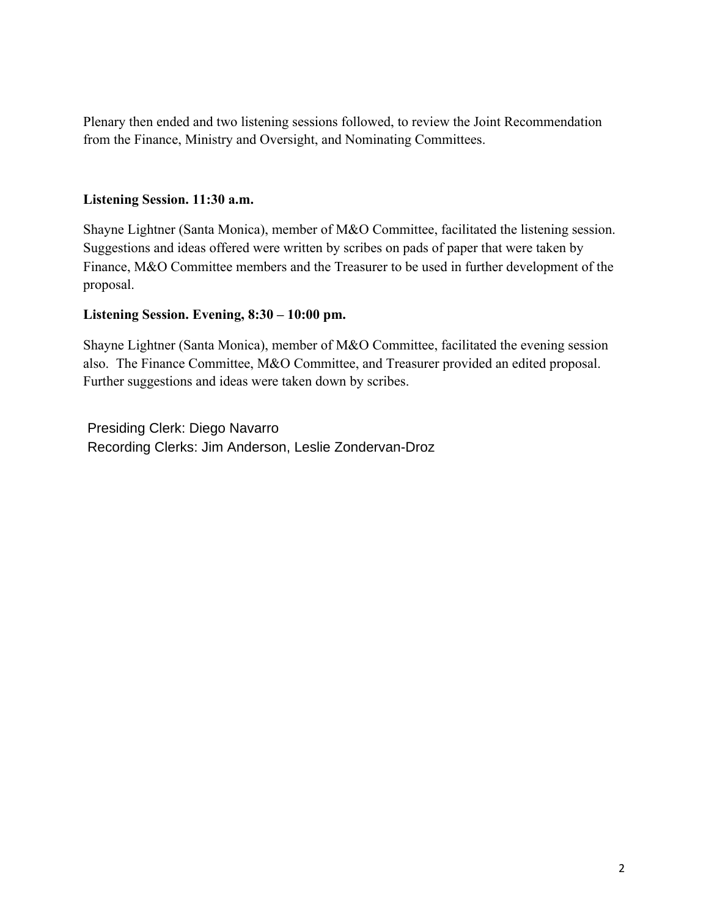Plenary then ended and two listening sessions followed, to review the Joint Recommendation from the Finance, Ministry and Oversight, and Nominating Committees.

**Listening Session. 11:30 a.m.**

Shayne Lightner (Santa Monica), member of M&O Committee, facilitated the listening session. Suggestions and ideas offered were written by scribes on pads of paper that were taken by Finance, M&O Committee members and the Treasurer to be used in further development of the proposal.

**Listening Session. Evening, 8:30 – 10:00 pm.**

Shayne Lightner (Santa Monica), member of M&O Committee, facilitated the evening session also. The Finance Committee, M&O Committee, and Treasurer provided an edited proposal. Further suggestions and ideas were taken down by scribes.

Presiding Clerk: Diego Navarro
Recording Clerks: Jim Anderson, Leslie Zondervan-Droz